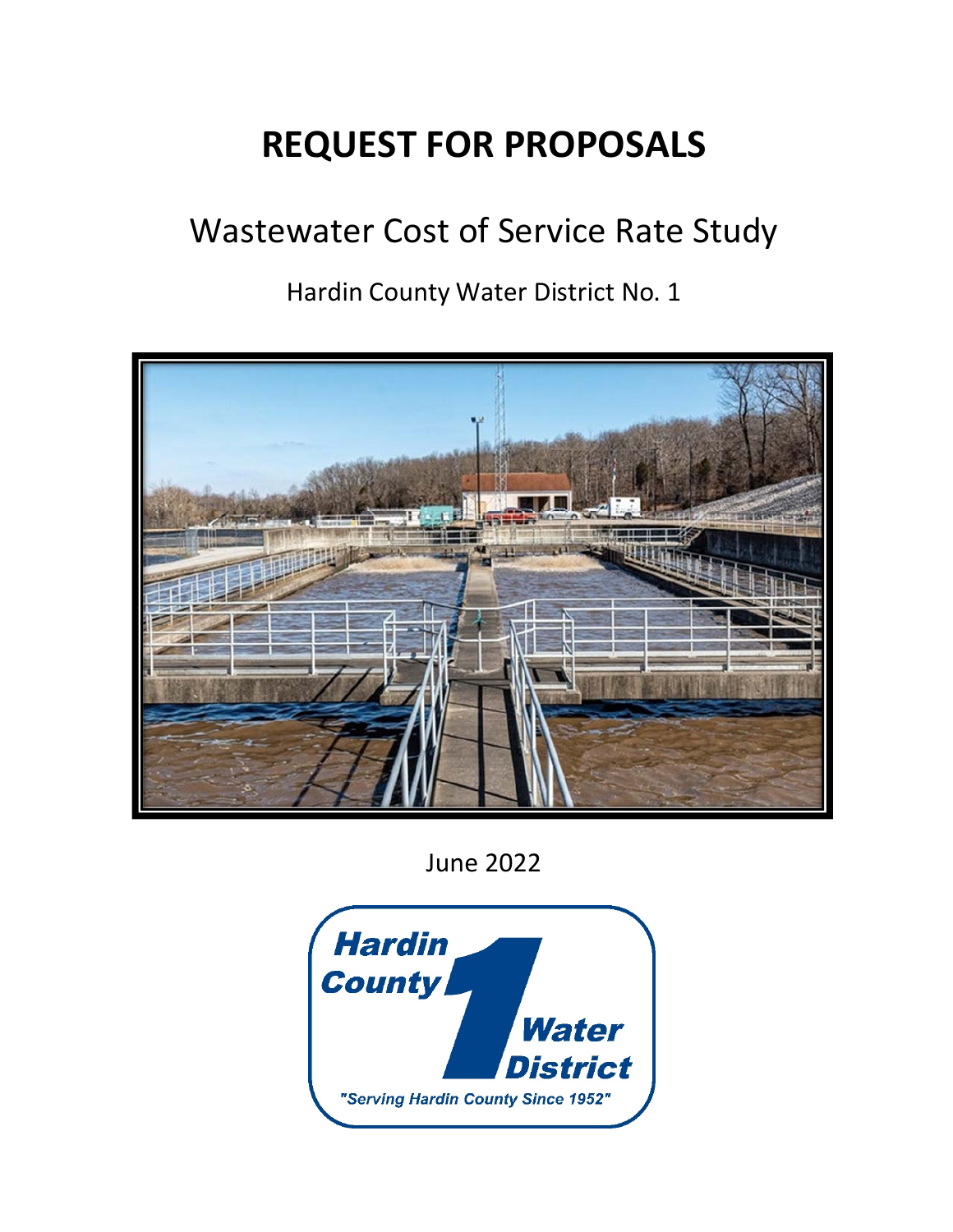# REQUEST FOR PROPOSALS

## Wastewater Cost of Service Rate Study

Hardin County Water District No. 1

June 2022

Hardin County Water District

"Serving Hardin County Since 1952"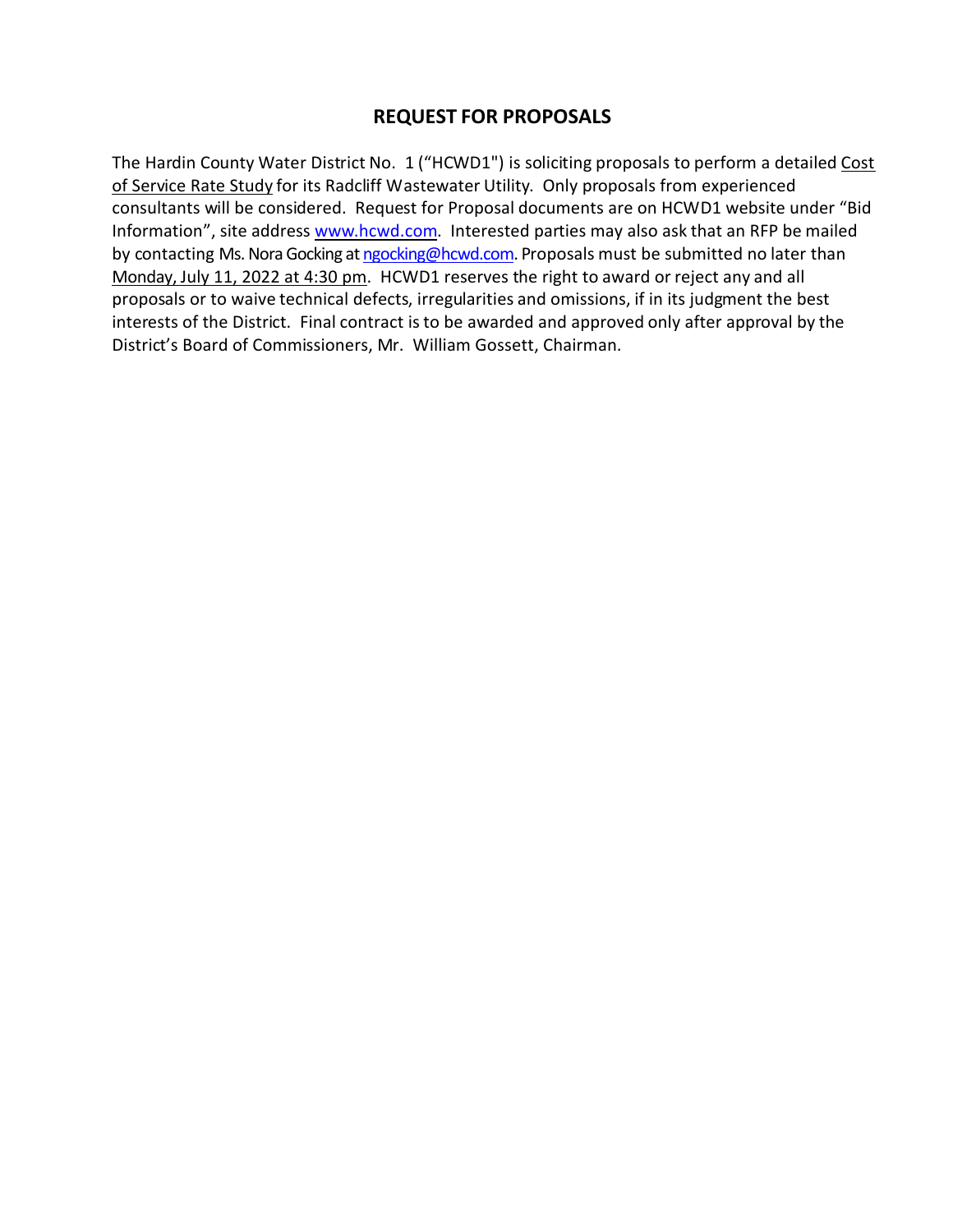## REQUEST FOR PROPOSALS

The Hardin County Water District No. 1 ("HCWD1") is soliciting proposals to perform a detailed Cost of Service Rate Study for its Radcliff Wastewater Utility. Only proposals from experienced consultants will be considered. Request for Proposal documents are on HCWD1 website under "Bid Information", site address www.hcwd.com. Interested parties may also ask that an RFP be mailed by contacting Ms. Nora Gocking at ngocking@hcwd.com. Proposals must be submitted no later than Monday, July 11, 2022 at 4:30 pm. HCWD1 reserves the right to award or reject any and all proposals or to waive technical defects, irregularities and omissions, if in its judgment the best interests of the District. Final contract is to be awarded and approved only after approval by the District's Board of Commissioners, Mr. William Gossett, Chairman.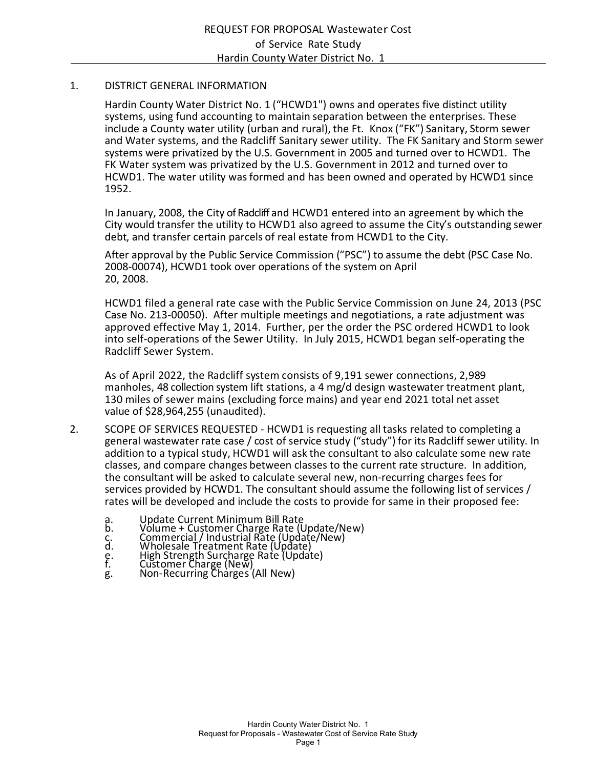# REQUEST FOR PROPOSAL Wastewater Cost of Service Rate Study
## Hardin County Water District No. 1

1. DISTRICT GENERAL INFORMATION

   Hardin County Water District No. 1 ("HCWD1") owns and operates five distinct utility systems, using fund accounting to maintain separation between the enterprises. These include a County water utility (urban and rural), the Ft. Knox ("FK") Sanitary, Storm sewer and Water systems, and the Radcliff Sanitary sewer utility. The FK Sanitary and Storm sewer systems were privatized by the U.S. Government in 2005 and turned over to HCWD1. The FK Water system was privatized by the U.S. Government in 2012 and turned over to HCWD1. The water utility was formed and has been owned and operated by HCWD1 since 1952.

   In January, 2008, the City of Radcliff and HCWD1 entered into an agreement by which the City would transfer the utility to HCWD1 also agreed to assume the City's outstanding sewer debt, and transfer certain parcels of real estate from HCWD1 to the City.

   After approval by the Public Service Commission ("PSC") to assume the debt (PSC Case No. 2008-00074), HCWD1 took over operations of the system on April 20, 2008.

   HCWD1 filed a general rate case with the Public Service Commission on June 24, 2013 (PSC Case No. 213-00050). After multiple meetings and negotiations, a rate adjustment was approved effective May 1, 2014. Further, per the order the PSC ordered HCWD1 to look into self-operations of the Sewer Utility. In July 2015, HCWD1 began self-operating the Radcliff Sewer System.

   As of April 2022, the Radcliff system consists of 9,191 sewer connections, 2,989 manholes, 48 collection system lift stations, a 4 mg/d design wastewater treatment plant, 130 miles of sewer mains (excluding force mains) and year end 2021 total net asset value of $28,964,255 (unaudited).

2. SCOPE OF SERVICES REQUESTED - HCWD1 is requesting all tasks related to completing a general wastewater rate case / cost of service study ("study") for its Radcliff sewer utility. In addition to a typical study, HCWD1 will ask the consultant to also calculate some new rate classes, and compare changes between classes to the current rate structure. In addition, the consultant will be asked to calculate several new, non-recurring charges fees for services provided by HCWD1. The consultant should assume the following list of services / rates will be developed and include the costs to provide for same in their proposed fee:

   a. Update Current Minimum Bill Rate
   b. Volume + Customer Charge Rate (Update/New)
   c. Commercial / Industrial Rate (Update/New)
   d. Wholesale Treatment Rate (Update)
   e. High Strength Surcharge Rate (Update)
   f. Customer Charge (New)
   g. Non-Recurring Charges (All New)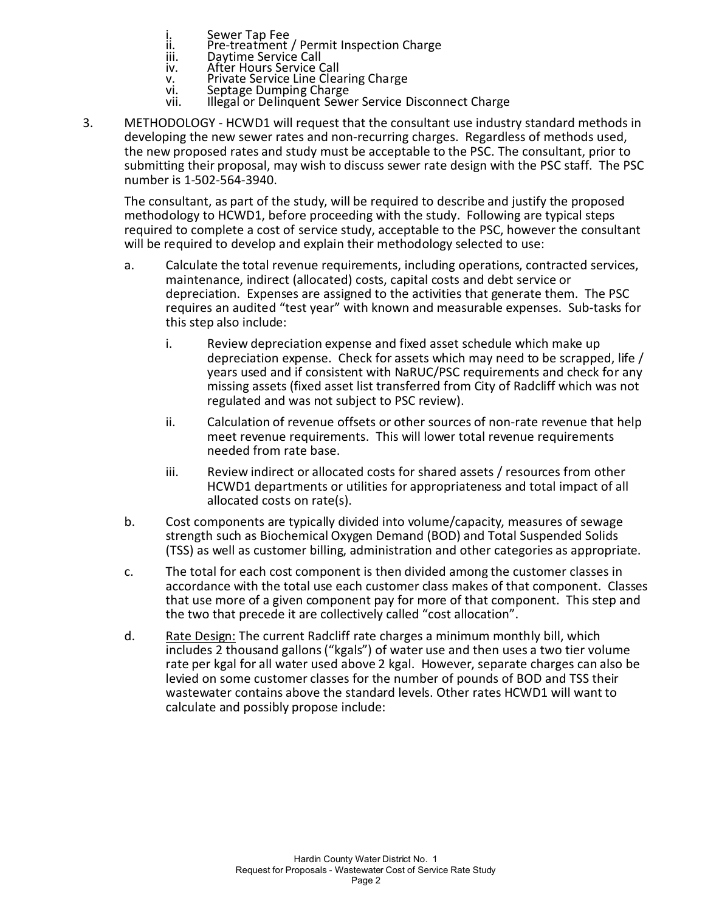i. Sewer Tap Fee
    ii. Pre-treatment / Permit Inspection Charge
    iii. Daytime Service Call
    iv. After Hours Service Call
    v. Private Service Line Clearing Charge
    vi. Septage Dumping Charge
    vii. Illegal or Delinquent Sewer Service Disconnect Charge

3. METHODOLOGY - HCWD1 will request that the consultant use industry standard methods in developing the new sewer rates and non-recurring charges. Regardless of methods used, the new proposed rates and study must be acceptable to the PSC. The consultant, prior to submitting their proposal, may wish to discuss sewer rate design with the PSC staff. The PSC number is 1-502-564-3940.

   The consultant, as part of the study, will be required to describe and justify the proposed methodology to HCWD1, before proceeding with the study. Following are typical steps required to complete a cost of service study, acceptable to the PSC, however the consultant will be required to develop and explain their methodology selected to use:

   a. Calculate the total revenue requirements, including operations, contracted services, maintenance, indirect (allocated) costs, capital costs and debt service or depreciation. Expenses are assigned to the activities that generate them. The PSC requires an audited "test year" with known and measurable expenses. Sub-tasks for this step also include:

      i. Review depreciation expense and fixed asset schedule which make up depreciation expense. Check for assets which may need to be scrapped, life / years used and if consistent with NaRUC/PSC requirements and check for any missing assets (fixed asset list transferred from City of Radcliff which was not regulated and was not subject to PSC review).

      ii. Calculation of revenue offsets or other sources of non-rate revenue that help meet revenue requirements. This will lower total revenue requirements needed from rate base.

      iii. Review indirect or allocated costs for shared assets / resources from other HCWD1 departments or utilities for appropriateness and total impact of all allocated costs on rate(s).

   b. Cost components are typically divided into volume/capacity, measures of sewage strength such as Biochemical Oxygen Demand (BOD) and Total Suspended Solids (TSS) as well as customer billing, administration and other categories as appropriate.

   c. The total for each cost component is then divided among the customer classes in accordance with the total use each customer class makes of that component. Classes that use more of a given component pay for more of that component. This step and the two that precede it are collectively called "cost allocation".

   d. <u>Rate Design:</u> The current Radcliff rate charges a minimum monthly bill, which includes 2 thousand gallons ("kgals") of water use and then uses a two tier volume rate per kgal for all water used above 2 kgal. However, separate charges can also be levied on some customer classes for the number of pounds of BOD and TSS their wastewater contains above the standard levels. Other rates HCWD1 will want to calculate and possibly propose include: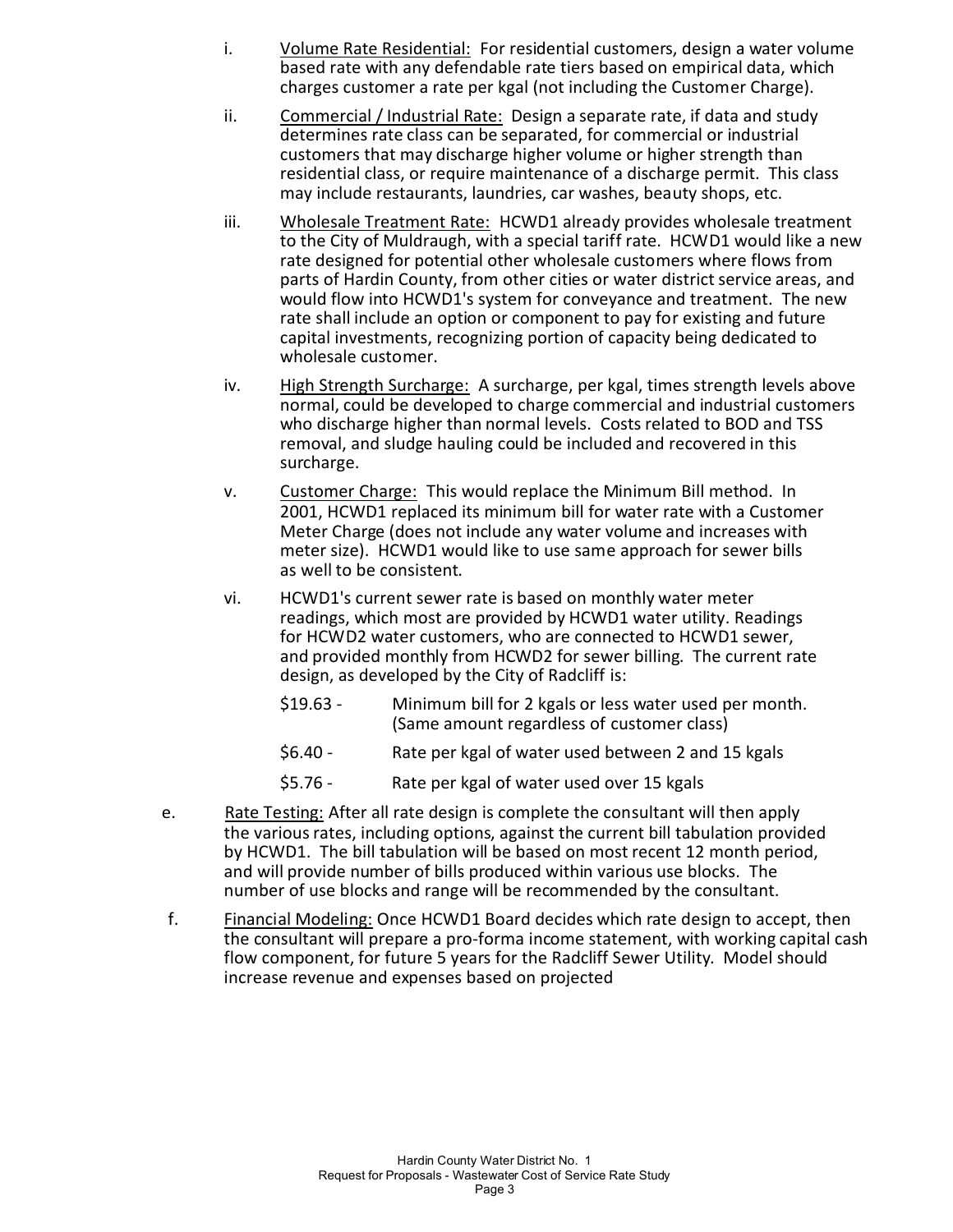i. Volume Rate Residential: For residential customers, design a water volume based rate with any defendable rate tiers based on empirical data, which charges customer a rate per kgal (not including the Customer Charge).

ii. Commercial / Industrial Rate: Design a separate rate, if data and study determines rate class can be separated, for commercial or industrial customers that may discharge higher volume or higher strength than residential class, or require maintenance of a discharge permit. This class may include restaurants, laundries, car washes, beauty shops, etc.

iii. Wholesale Treatment Rate: HCWD1 already provides wholesale treatment to the City of Muldraugh, with a special tariff rate. HCWD1 would like a new rate designed for potential other wholesale customers where flows from parts of Hardin County, from other cities or water district service areas, and would flow into HCWD1's system for conveyance and treatment. The new rate shall include an option or component to pay for existing and future capital investments, recognizing portion of capacity being dedicated to wholesale customer.

iv. High Strength Surcharge: A surcharge, per kgal, times strength levels above normal, could be developed to charge commercial and industrial customers who discharge higher than normal levels. Costs related to BOD and TSS removal, and sludge hauling could be included and recovered in this surcharge.

v. Customer Charge: This would replace the Minimum Bill method. In 2001, HCWD1 replaced its minimum bill for water rate with a Customer Meter Charge (does not include any water volume and increases with meter size). HCWD1 would like to use same approach for sewer bills as well to be consistent.

vi. HCWD1's current sewer rate is based on monthly water meter readings, which most are provided by HCWD1 water utility. Readings for HCWD2 water customers, who are connected to HCWD1 sewer, and provided monthly from HCWD2 for sewer billing. The current rate design, as developed by the City of Radcliff is:

$19.63 - Minimum bill for 2 kgals or less water used per month. (Same amount regardless of customer class)

$6.40 - Rate per kgal of water used between 2 and 15 kgals

$5.76 - Rate per kgal of water used over 15 kgals

e. Rate Testing: After all rate design is complete the consultant will then apply the various rates, including options, against the current bill tabulation provided by HCWD1. The bill tabulation will be based on most recent 12 month period, and will provide number of bills produced within various use blocks. The number of use blocks and range will be recommended by the consultant.

f. Financial Modeling: Once HCWD1 Board decides which rate design to accept, then the consultant will prepare a pro-forma income statement, with working capital cash flow component, for future 5 years for the Radcliff Sewer Utility. Model should increase revenue and expenses based on projected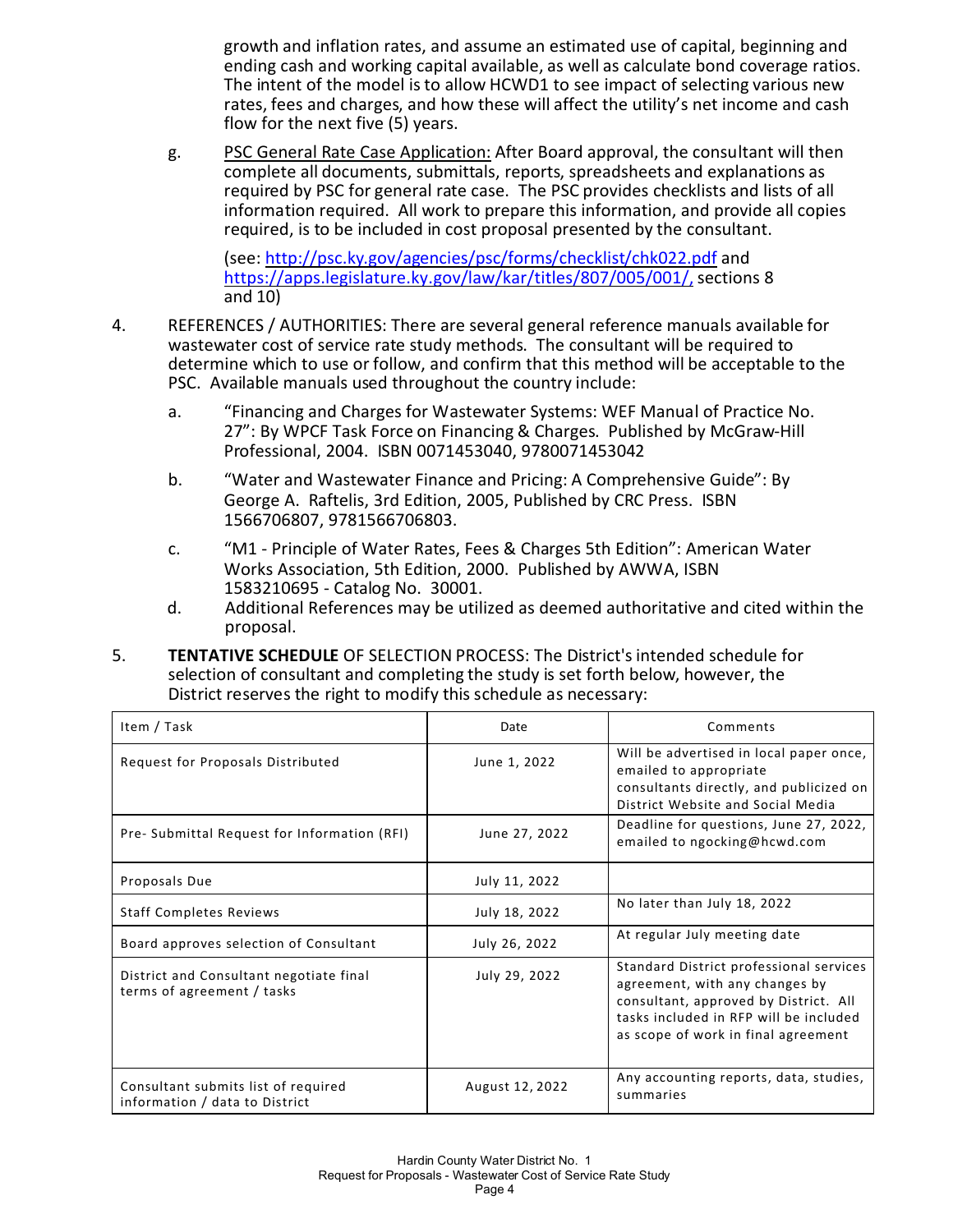growth and inflation rates, and assume an estimated use of capital, beginning and ending cash and working capital available, as well as calculate bond coverage ratios. The intent of the model is to allow HCWD1 to see impact of selecting various new rates, fees and charges, and how these will affect the utility's net income and cash flow for the next five (5) years.

g. PSC General Rate Case Application: After Board approval, the consultant will then complete all documents, submittals, reports, spreadsheets and explanations as required by PSC for general rate case. The PSC provides checklists and lists of all information required. All work to prepare this information, and provide all copies required, is to be included in cost proposal presented by the consultant.

   (see: http://psc.ky.gov/agencies/psc/forms/checklist/chk022.pdf and https://apps.legislature.ky.gov/law/kar/titles/807/005/001/, sections 8 and 10)

4. REFERENCES / AUTHORITIES: There are several general reference manuals available for wastewater cost of service rate study methods. The consultant will be required to determine which to use or follow, and confirm that this method will be acceptable to the PSC. Available manuals used throughout the country include:

   a. "Financing and Charges for Wastewater Systems: WEF Manual of Practice No. 27": By WPCF Task Force on Financing & Charges. Published by McGraw-Hill Professional, 2004. ISBN 0071453040, 9780071453042

   b. "Water and Wastewater Finance and Pricing: A Comprehensive Guide": By George A. Raftelis, 3rd Edition, 2005, Published by CRC Press. ISBN 1566706807, 9781566706803.

   c. "M1 - Principle of Water Rates, Fees & Charges 5th Edition": American Water Works Association, 5th Edition, 2000. Published by AWWA, ISBN 1583210695 - Catalog No. 30001.

   d. Additional References may be utilized as deemed authoritative and cited within the proposal.

5. **TENTATIVE SCHEDULE** OF SELECTION PROCESS: The District's intended schedule for selection of consultant and completing the study is set forth below, however, the District reserves the right to modify this schedule as necessary:

| Item / Task | Date | Comments |
|---|---|---|
| Request for Proposals Distributed | June 1, 2022 | Will be advertised in local paper once, emailed to appropriate consultants directly, and publicized on District Website and Social Media |
| Pre- Submittal Request for Information (RFI) | June 27, 2022 | Deadline for questions, June 27, 2022, emailed to ngocking@hcwd.com |
| Proposals Due | July 11, 2022 | |
| Staff Completes Reviews | July 18, 2022 | No later than July 18, 2022 |
| Board approves selection of Consultant | July 26, 2022 | At regular July meeting date |
| District and Consultant negotiate final terms of agreement / tasks | July 29, 2022 | Standard District professional services agreement, with any changes by consultant, approved by District. All tasks included in RFP will be included as scope of work in final agreement |
| Consultant submits list of required information / data to District | August 12, 2022 | Any accounting reports, data, studies, summaries |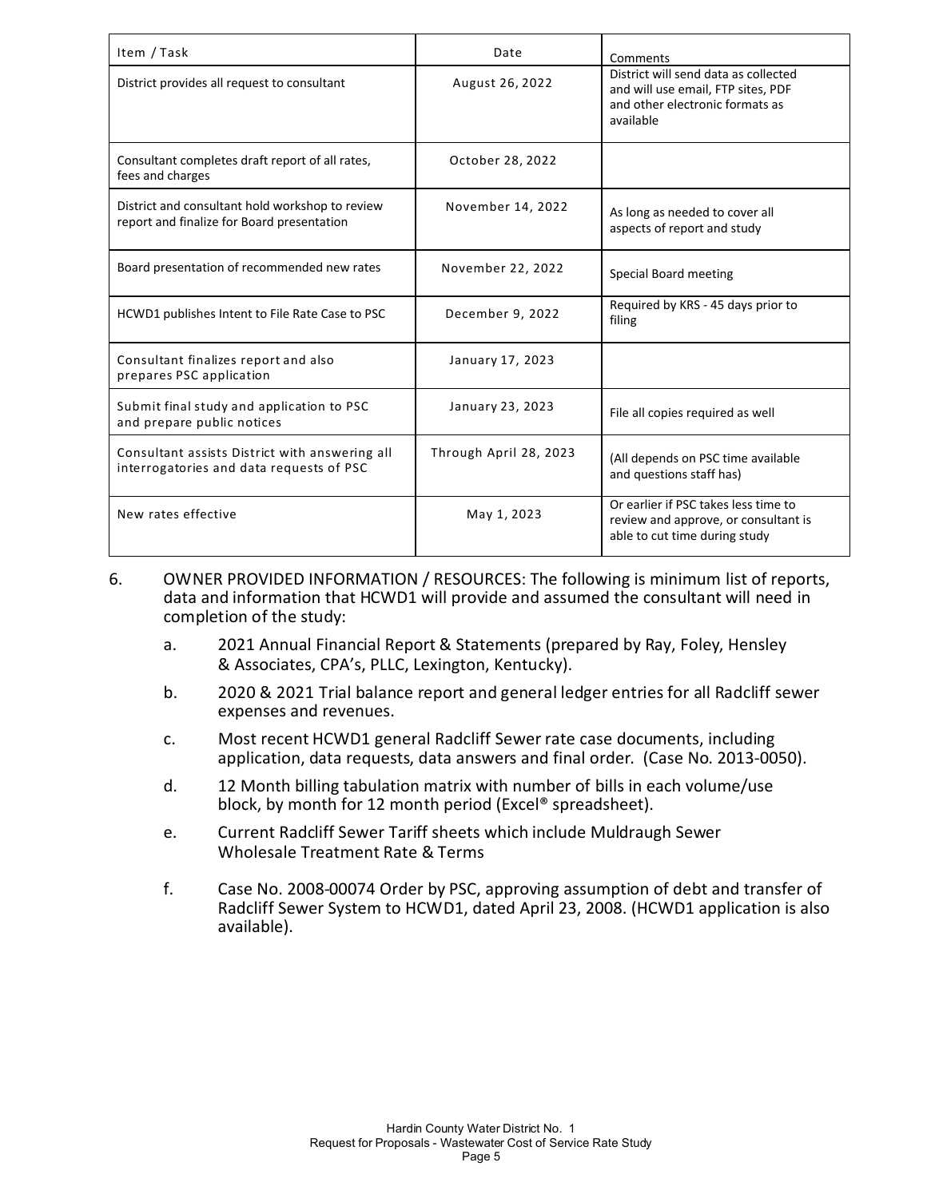| Item / Task | Date | Comments |
|---|---|---|
| District provides all request to consultant | August 26, 2022 | District will send data as collected and will use email, FTP sites, PDF and other electronic formats as available |
| Consultant completes draft report of all rates, fees and charges | October 28, 2022 | |
| District and consultant hold workshop to review report and finalize for Board presentation | November 14, 2022 | As long as needed to cover all aspects of report and study |
| Board presentation of recommended new rates | November 22, 2022 | Special Board meeting |
| HCWD1 publishes Intent to File Rate Case to PSC | December 9, 2022 | Required by KRS - 45 days prior to filing |
| Consultant finalizes report and also prepares PSC application | January 17, 2023 | |
| Submit final study and application to PSC and prepare public notices | January 23, 2023 | File all copies required as well |
| Consultant assists District with answering all interrogatories and data requests of PSC | Through April 28, 2023 | (All depends on PSC time available and questions staff has) |
| New rates effective | May 1, 2023 | Or earlier if PSC takes less time to review and approve, or consultant is able to cut time during study |

6. OWNER PROVIDED INFORMATION / RESOURCES: The following is minimum list of reports, data and information that HCWD1 will provide and assumed the consultant will need in completion of the study:

   a. 2021 Annual Financial Report & Statements (prepared by Ray, Foley, Hensley & Associates, CPA's, PLLC, Lexington, Kentucky).

   b. 2020 & 2021 Trial balance report and general ledger entries for all Radcliff sewer expenses and revenues.

   c. Most recent HCWD1 general Radcliff Sewer rate case documents, including application, data requests, data answers and final order. (Case No. 2013-0050).

   d. 12 Month billing tabulation matrix with number of bills in each volume/use block, by month for 12 month period (Excel® spreadsheet).

   e. Current Radcliff Sewer Tariff sheets which include Muldraugh Sewer Wholesale Treatment Rate & Terms

   f. Case No. 2008-00074 Order by PSC, approving assumption of debt and transfer of Radcliff Sewer System to HCWD1, dated April 23, 2008. (HCWD1 application is also available).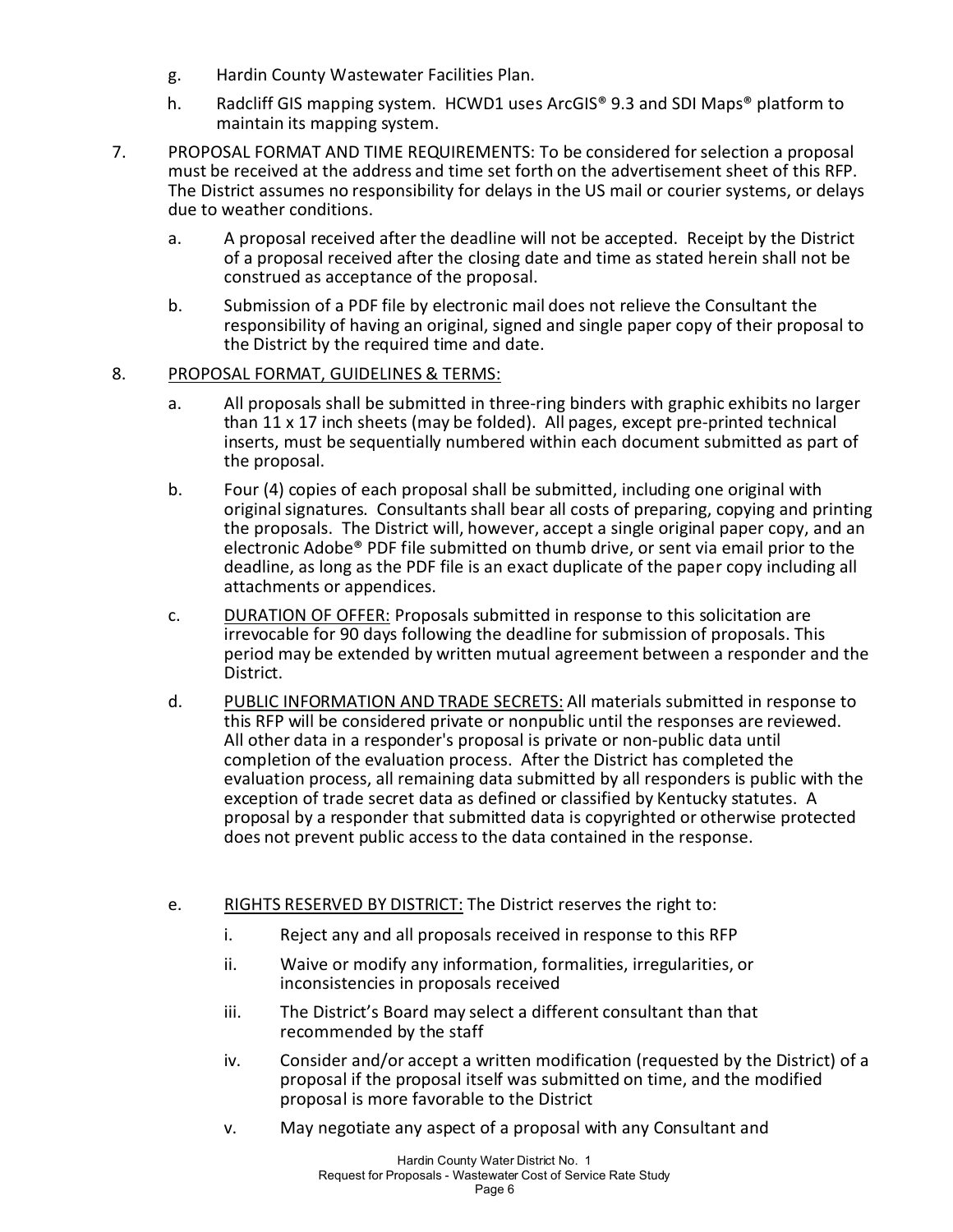g. Hardin County Wastewater Facilities Plan.

h. Radcliff GIS mapping system. HCWD1 uses ArcGIS® 9.3 and SDI Maps® platform to maintain its mapping system.

7. PROPOSAL FORMAT AND TIME REQUIREMENTS: To be considered for selection a proposal must be received at the address and time set forth on the advertisement sheet of this RFP. The District assumes no responsibility for delays in the US mail or courier systems, or delays due to weather conditions.

   a. A proposal received after the deadline will not be accepted. Receipt by the District of a proposal received after the closing date and time as stated herein shall not be construed as acceptance of the proposal.

   b. Submission of a PDF file by electronic mail does not relieve the Consultant the responsibility of having an original, signed and single paper copy of their proposal to the District by the required time and date.

8. <u>PROPOSAL FORMAT, GUIDELINES & TERMS:</u>

   a. All proposals shall be submitted in three-ring binders with graphic exhibits no larger than 11 x 17 inch sheets (may be folded). All pages, except pre-printed technical inserts, must be sequentially numbered within each document submitted as part of the proposal.

   b. Four (4) copies of each proposal shall be submitted, including one original with original signatures. Consultants shall bear all costs of preparing, copying and printing the proposals. The District will, however, accept a single original paper copy, and an electronic Adobe® PDF file submitted on thumb drive, or sent via email prior to the deadline, as long as the PDF file is an exact duplicate of the paper copy including all attachments or appendices.

   c. <u>DURATION OF OFFER:</u> Proposals submitted in response to this solicitation are irrevocable for 90 days following the deadline for submission of proposals. This period may be extended by written mutual agreement between a responder and the District.

   d. <u>PUBLIC INFORMATION AND TRADE SECRETS:</u> All materials submitted in response to this RFP will be considered private or nonpublic until the responses are reviewed. All other data in a responder's proposal is private or non-public data until completion of the evaluation process. After the District has completed the evaluation process, all remaining data submitted by all responders is public with the exception of trade secret data as defined or classified by Kentucky statutes. A proposal by a responder that submitted data is copyrighted or otherwise protected does not prevent public access to the data contained in the response.

   e. <u>RIGHTS RESERVED BY DISTRICT:</u> The District reserves the right to:

      i. Reject any and all proposals received in response to this RFP

      ii. Waive or modify any information, formalities, irregularities, or inconsistencies in proposals received

      iii. The District's Board may select a different consultant than that recommended by the staff

      iv. Consider and/or accept a written modification (requested by the District) of a proposal if the proposal itself was submitted on time, and the modified proposal is more favorable to the District

      v. May negotiate any aspect of a proposal with any Consultant and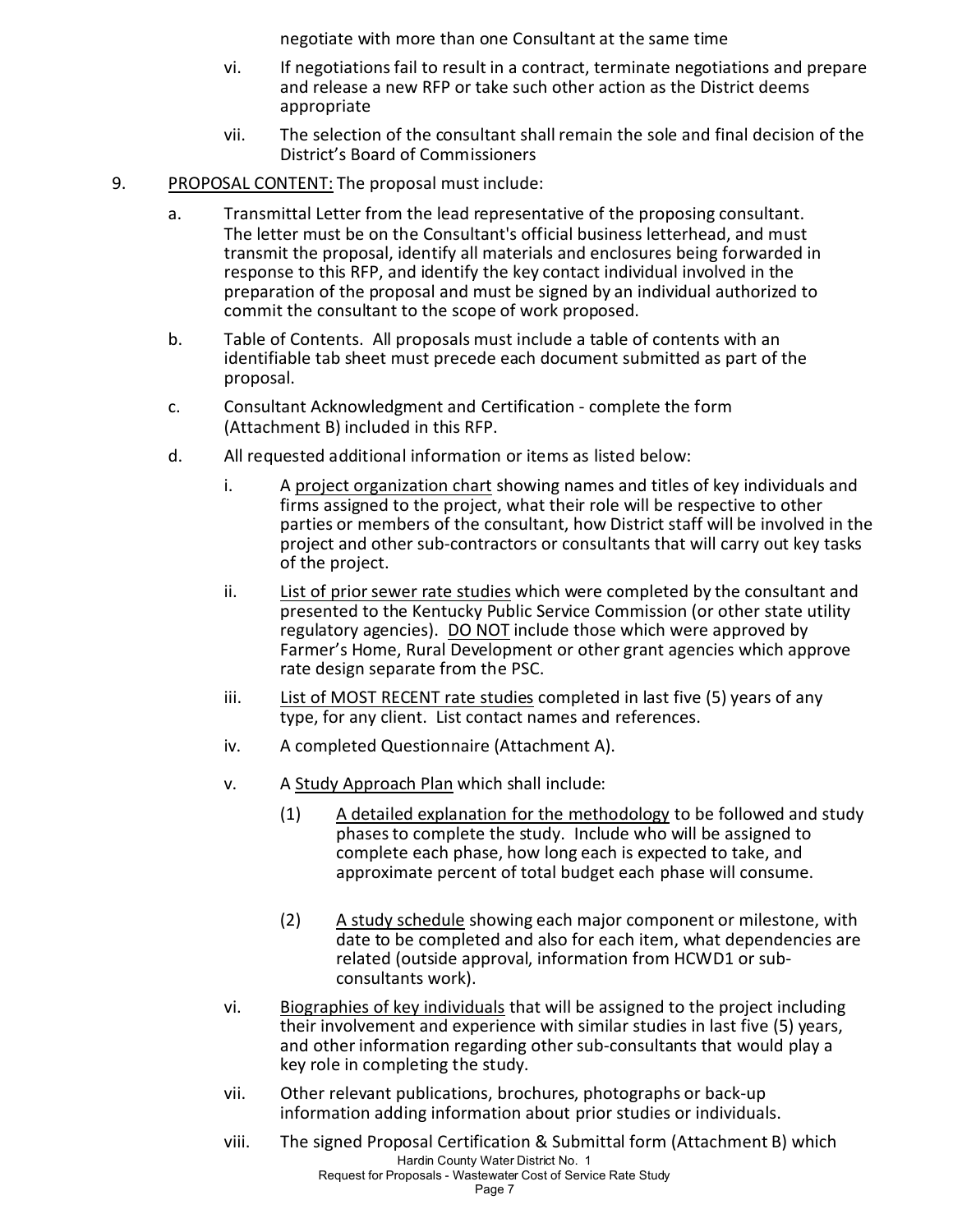negotiate with more than one Consultant at the same time

vi. If negotiations fail to result in a contract, terminate negotiations and prepare and release a new RFP or take such other action as the District deems appropriate

vii. The selection of the consultant shall remain the sole and final decision of the District's Board of Commissioners

9. <u>PROPOSAL CONTENT:</u> The proposal must include:

   a. Transmittal Letter from the lead representative of the proposing consultant. The letter must be on the Consultant's official business letterhead, and must transmit the proposal, identify all materials and enclosures being forwarded in response to this RFP, and identify the key contact individual involved in the preparation of the proposal and must be signed by an individual authorized to commit the consultant to the scope of work proposed.

   b. Table of Contents. All proposals must include a table of contents with an identifiable tab sheet must precede each document submitted as part of the proposal.

   c. Consultant Acknowledgment and Certification - complete the form (Attachment B) included in this RFP.

   d. All requested additional information or items as listed below:

      i. A <u>project organization chart</u> showing names and titles of key individuals and firms assigned to the project, what their role will be respective to other parties or members of the consultant, how District staff will be involved in the project and other sub-contractors or consultants that will carry out key tasks of the project.

      ii. <u>List of prior sewer rate studies</u> which were completed by the consultant and presented to the Kentucky Public Service Commission (or other state utility regulatory agencies). <u>DO NOT</u> include those which were approved by Farmer's Home, Rural Development or other grant agencies which approve rate design separate from the PSC.

      iii. <u>List of MOST RECENT rate studies</u> completed in last five (5) years of any type, for any client. List contact names and references.

      iv. A completed Questionnaire (Attachment A).

      v. A <u>Study Approach Plan</u> which shall include:

         (1) <u>A detailed explanation for the methodology</u> to be followed and study phases to complete the study. Include who will be assigned to complete each phase, how long each is expected to take, and approximate percent of total budget each phase will consume.

         (2) <u>A study schedule</u> showing each major component or milestone, with date to be completed and also for each item, what dependencies are related (outside approval, information from HCWD1 or sub-consultants work).

      vi. <u>Biographies of key individuals</u> that will be assigned to the project including their involvement and experience with similar studies in last five (5) years, and other information regarding other sub-consultants that would play a key role in completing the study.

      vii. Other relevant publications, brochures, photographs or back-up information adding information about prior studies or individuals.

      viii. The signed Proposal Certification & Submittal form (Attachment B) which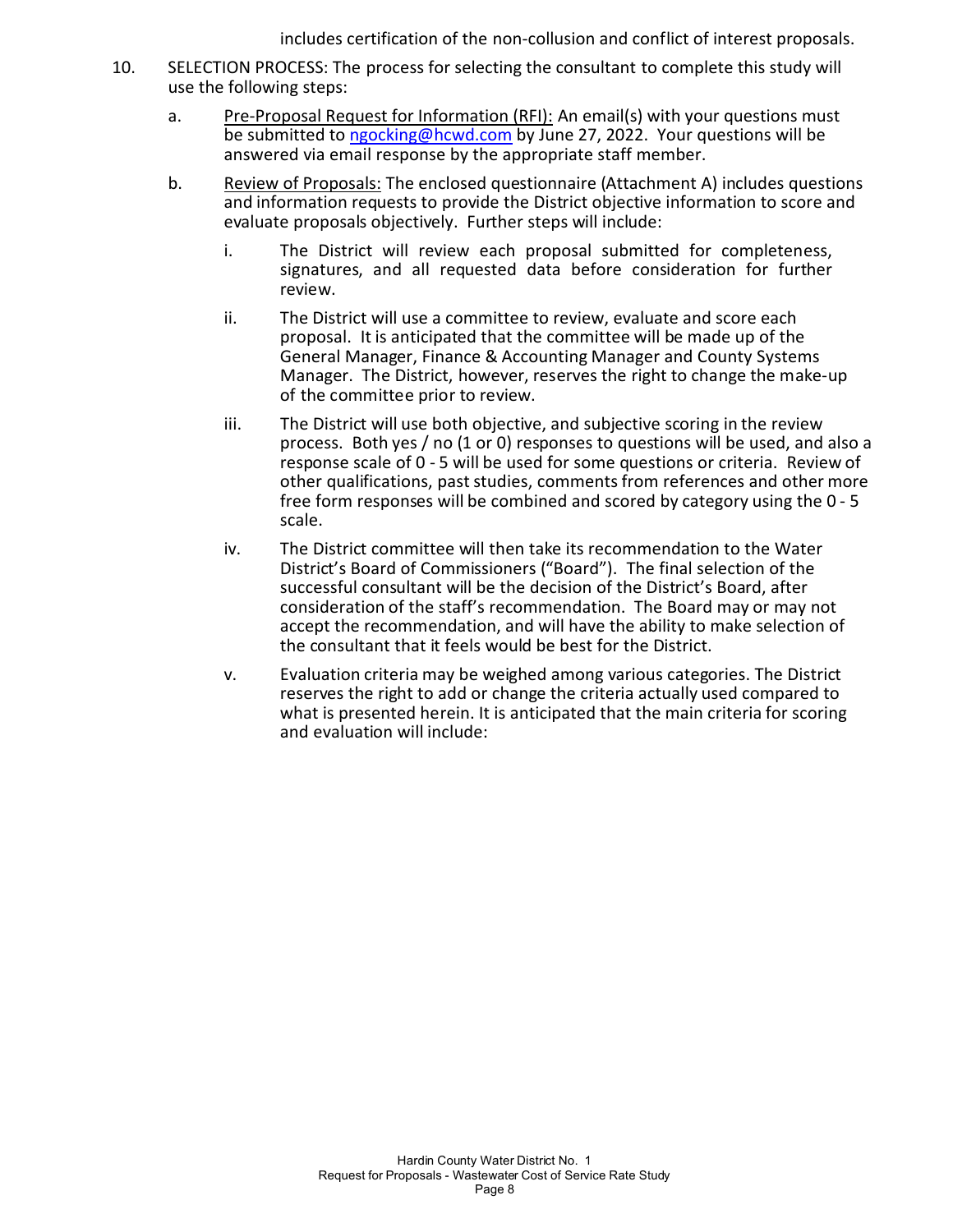includes certification of the non-collusion and conflict of interest proposals.

10. SELECTION PROCESS: The process for selecting the consultant to complete this study will use the following steps:

    a. <u>Pre-Proposal Request for Information (RFI):</u> An email(s) with your questions must be submitted to ngocking@hcwd.com by June 27, 2022. Your questions will be answered via email response by the appropriate staff member.

    b. <u>Review of Proposals:</u> The enclosed questionnaire (Attachment A) includes questions and information requests to provide the District objective information to score and evaluate proposals objectively. Further steps will include:

        i. The District will review each proposal submitted for completeness, signatures, and all requested data before consideration for further review.

        ii. The District will use a committee to review, evaluate and score each proposal. It is anticipated that the committee will be made up of the General Manager, Finance & Accounting Manager and County Systems Manager. The District, however, reserves the right to change the make-up of the committee prior to review.

        iii. The District will use both objective, and subjective scoring in the review process. Both yes / no (1 or 0) responses to questions will be used, and also a response scale of 0 - 5 will be used for some questions or criteria. Review of other qualifications, past studies, comments from references and other more free form responses will be combined and scored by category using the 0 - 5 scale.

        iv. The District committee will then take its recommendation to the Water District's Board of Commissioners ("Board"). The final selection of the successful consultant will be the decision of the District's Board, after consideration of the staff's recommendation. The Board may or may not accept the recommendation, and will have the ability to make selection of the consultant that it feels would be best for the District.

        v. Evaluation criteria may be weighed among various categories. The District reserves the right to add or change the criteria actually used compared to what is presented herein. It is anticipated that the main criteria for scoring and evaluation will include: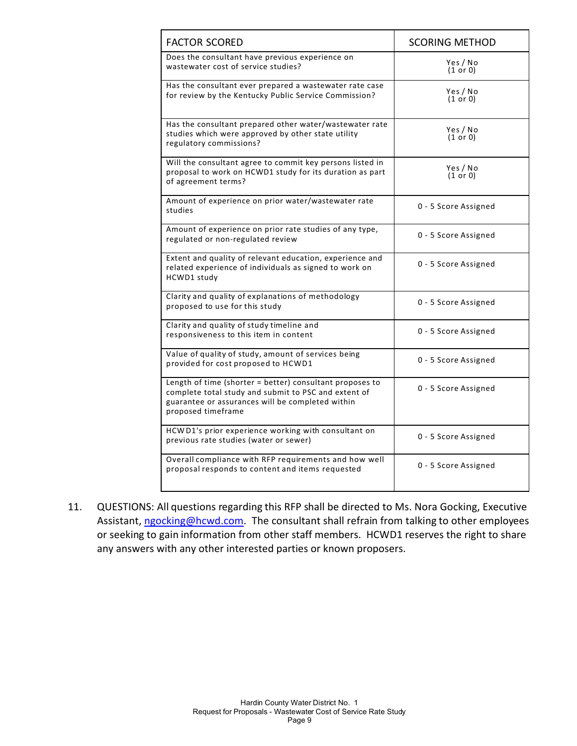| FACTOR SCORED | SCORING METHOD |
|---|---|
| Does the consultant have previous experience on wastewater cost of service studies? | Yes / No (1 or 0) |
| Has the consultant ever prepared a wastewater rate case for review by the Kentucky Public Service Commission? | Yes / No (1 or 0) |
| Has the consultant prepared other water/wastewater rate studies which were approved by other state utility regulatory commissions? | Yes / No (1 or 0) |
| Will the consultant agree to commit key persons listed in proposal to work on HCWD1 study for its duration as part of agreement terms? | Yes / No (1 or 0) |
| Amount of experience on prior water/wastewater rate studies | 0 - 5 Score Assigned |
| Amount of experience on prior rate studies of any type, regulated or non-regulated review | 0 - 5 Score Assigned |
| Extent and quality of relevant education, experience and related experience of individuals as signed to work on HCWD1 study | 0 - 5 Score Assigned |
| Clarity and quality of explanations of methodology proposed to use for this study | 0 - 5 Score Assigned |
| Clarity and quality of study timeline and responsiveness to this item in content | 0 - 5 Score Assigned |
| Value of quality of study, amount of services being provided for cost proposed to HCWD1 | 0 - 5 Score Assigned |
| Length of time (shorter = better) consultant proposes to complete total study and submit to PSC and extent of guarantee or assurances will be completed within proposed timeframe | 0 - 5 Score Assigned |
| HCWD1's prior experience working with consultant on previous rate studies (water or sewer) | 0 - 5 Score Assigned |
| Overall compliance with RFP requirements and how well proposal responds to content and items requested | 0 - 5 Score Assigned |

11. QUESTIONS: All questions regarding this RFP shall be directed to Ms. Nora Gocking, Executive Assistant, ngocking@hcwd.com. The consultant shall refrain from talking to other employees or seeking to gain information from other staff members. HCWD1 reserves the right to share any answers with any other interested parties or known proposers.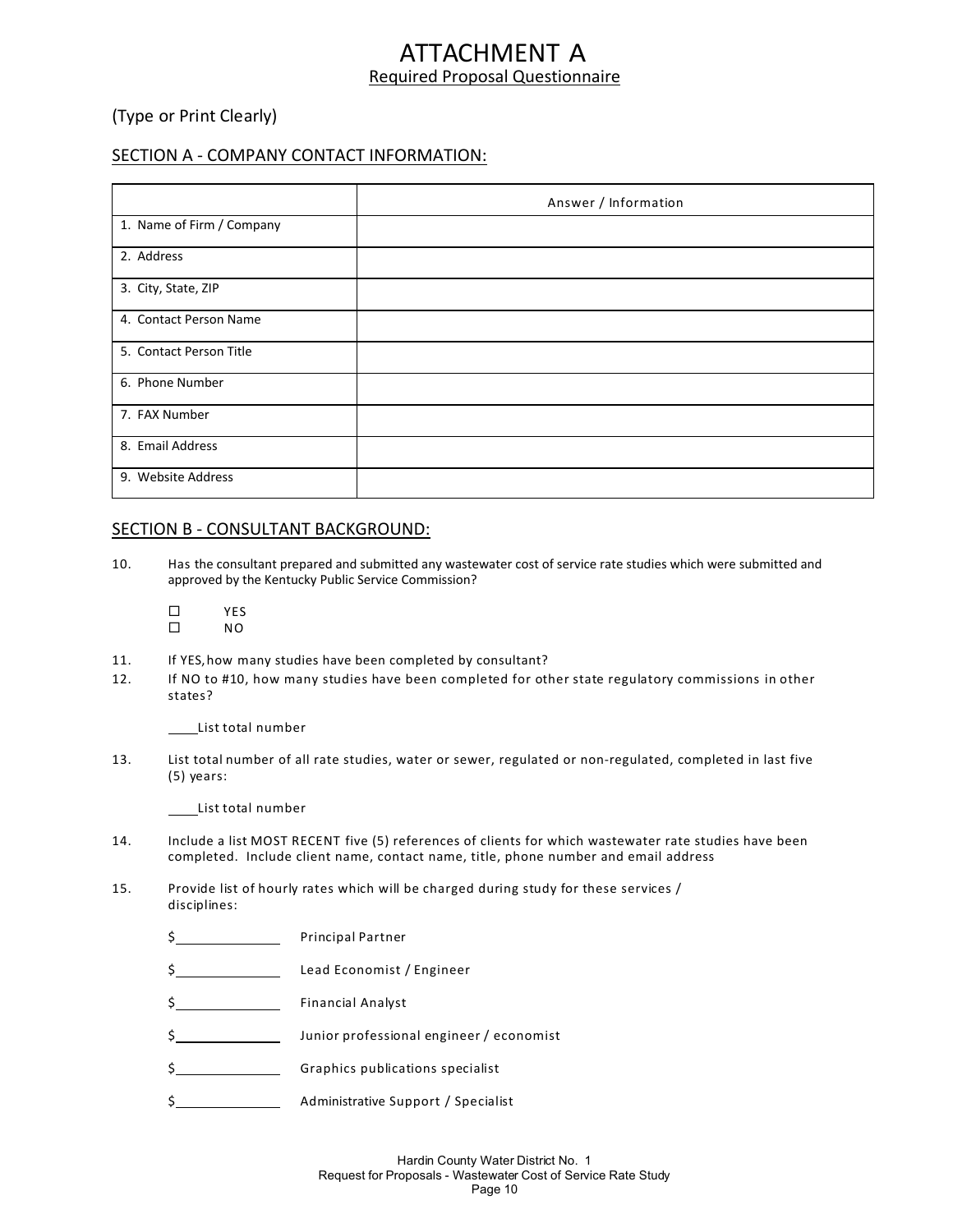# ATTACHMENT A

## Required Proposal Questionnaire

(Type or Print Clearly)

### SECTION A - COMPANY CONTACT INFORMATION:

| | Answer / Information |
|---|---|
| 1. Name of Firm / Company | |
| 2. Address | |
| 3. City, State, ZIP | |
| 4. Contact Person Name | |
| 5. Contact Person Title | |
| 6. Phone Number | |
| 7. FAX Number | |
| 8. Email Address | |
| 9. Website Address | |

### SECTION B - CONSULTANT BACKGROUND:

10. Has the consultant prepared and submitted any wastewater cost of service rate studies which were submitted and approved by the Kentucky Public Service Commission?

    ☐ YES
    ☐ NO

11. If YES, how many studies have been completed by consultant?
12. If NO to #10, how many studies have been completed for other state regulatory commissions in other states?

    ____List total number

13. List total number of all rate studies, water or sewer, regulated or non-regulated, completed in last five (5) years:

    ____List total number

14. Include a list MOST RECENT five (5) references of clients for which wastewater rate studies have been completed. Include client name, contact name, title, phone number and email address

15. Provide list of hourly rates which will be charged during study for these services / disciplines:

    $__________ Principal Partner

    $__________ Lead Economist / Engineer

    $__________ Financial Analyst

    $__________ Junior professional engineer / economist

    $__________ Graphics publications specialist

    $__________ Administrative Support / Specialist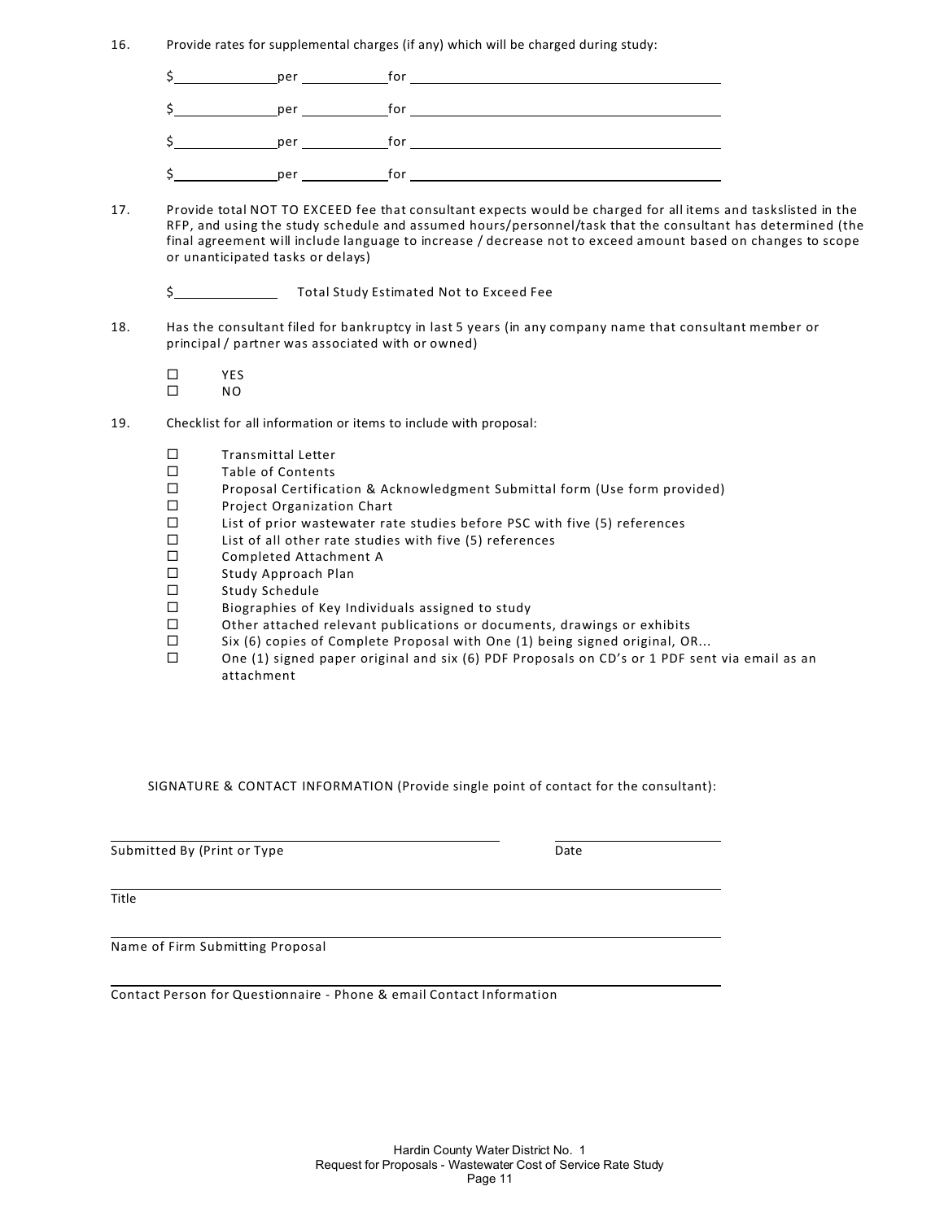16. Provide rates for supplemental charges (if any) which will be charged during study:

$______________ per ____________ for ____________________________________________

$______________ per ____________ for ____________________________________________

$______________ per ____________ for ____________________________________________

$______________ per ____________ for ____________________________________________

17. Provide total NOT TO EXCEED fee that consultant expects would be charged for all items and taskslisted in the RFP, and using the study schedule and assumed hours/personnel/task that the consultant has determined (the final agreement will include language to increase / decrease not to exceed amount based on changes to scope or unanticipated tasks or delays)

$______________ Total Study Estimated Not to Exceed Fee

18. Has the consultant filed for bankruptcy in last 5 years (in any company name that consultant member or principal / partner was associated with or owned)

☐ YES
☐ NO

19. Checklist for all information or items to include with proposal:

☐ Transmittal Letter
☐ Table of Contents
☐ Proposal Certification & Acknowledgment Submittal form (Use form provided)
☐ Project Organization Chart
☐ List of prior wastewater rate studies before PSC with five (5) references
☐ List of all other rate studies with five (5) references
☐ Completed Attachment A
☐ Study Approach Plan
☐ Study Schedule
☐ Biographies of Key Individuals assigned to study
☐ Other attached relevant publications or documents, drawings or exhibits
☐ Six (6) copies of Complete Proposal with One (1) being signed original, OR...
☐ One (1) signed paper original and six (6) PDF Proposals on CD's or 1 PDF sent via email as an attachment

SIGNATURE & CONTACT INFORMATION (Provide single point of contact for the consultant):

_____________________________________________ ____________________

Submitted By (Print or Type Date

_____________________________________________________________________

Title

_____________________________________________________________________

Name of Firm Submitting Proposal

_____________________________________________________________________

Contact Person for Questionnaire - Phone & email Contact Information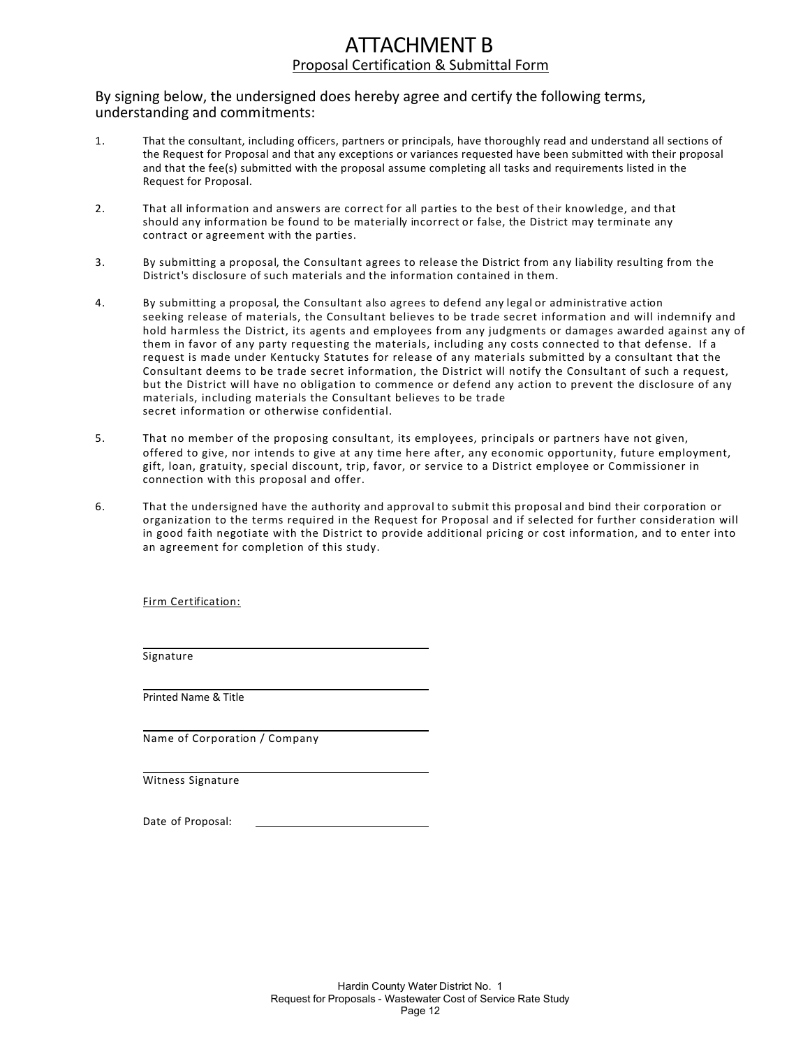# ATTACHMENT B

## Proposal Certification & Submittal Form

By signing below, the undersigned does hereby agree and certify the following terms, understanding and commitments:

1. That the consultant, including officers, partners or principals, have thoroughly read and understand all sections of the Request for Proposal and that any exceptions or variances requested have been submitted with their proposal and that the fee(s) submitted with the proposal assume completing all tasks and requirements listed in the Request for Proposal.

2. That all information and answers are correct for all parties to the best of their knowledge, and that should any information be found to be materially incorrect or false, the District may terminate any contract or agreement with the parties.

3. By submitting a proposal, the Consultant agrees to release the District from any liability resulting from the District's disclosure of such materials and the information contained in them.

4. By submitting a proposal, the Consultant also agrees to defend any legal or administrative action seeking release of materials, the Consultant believes to be trade secret information and will indemnify and hold harmless the District, its agents and employees from any judgments or damages awarded against any of them in favor of any party requesting the materials, including any costs connected to that defense. If a request is made under Kentucky Statutes for release of any materials submitted by a consultant that the Consultant deems to be trade secret information, the District will notify the Consultant of such a request, but the District will have no obligation to commence or defend any action to prevent the disclosure of any materials, including materials the Consultant believes to be trade secret information or otherwise confidential.

5. That no member of the proposing consultant, its employees, principals or partners have not given, offered to give, nor intends to give at any time here after, any economic opportunity, future employment, gift, loan, gratuity, special discount, trip, favor, or service to a District employee or Commissioner in connection with this proposal and offer.

6. That the undersigned have the authority and approval to submit this proposal and bind their corporation or organization to the terms required in the Request for Proposal and if selected for further consideration will in good faith negotiate with the District to provide additional pricing or cost information, and to enter into an agreement for completion of this study.

Firm Certification:

\_\_\_\_\_\_\_\_\_\_\_\_\_\_\_\_\_\_\_\_\_\_\_\_\_\_\_\_\_\_\_\_\_\_
Signature

\_\_\_\_\_\_\_\_\_\_\_\_\_\_\_\_\_\_\_\_\_\_\_\_\_\_\_\_\_\_\_\_\_\_
Printed Name & Title

\_\_\_\_\_\_\_\_\_\_\_\_\_\_\_\_\_\_\_\_\_\_\_\_\_\_\_\_\_\_\_\_\_\_
Name of Corporation / Company

\_\_\_\_\_\_\_\_\_\_\_\_\_\_\_\_\_\_\_\_\_\_\_\_\_\_\_\_\_\_\_\_\_\_
Witness Signature

Date of Proposal: \_\_\_\_\_\_\_\_\_\_\_\_\_\_\_\_\_\_\_\_